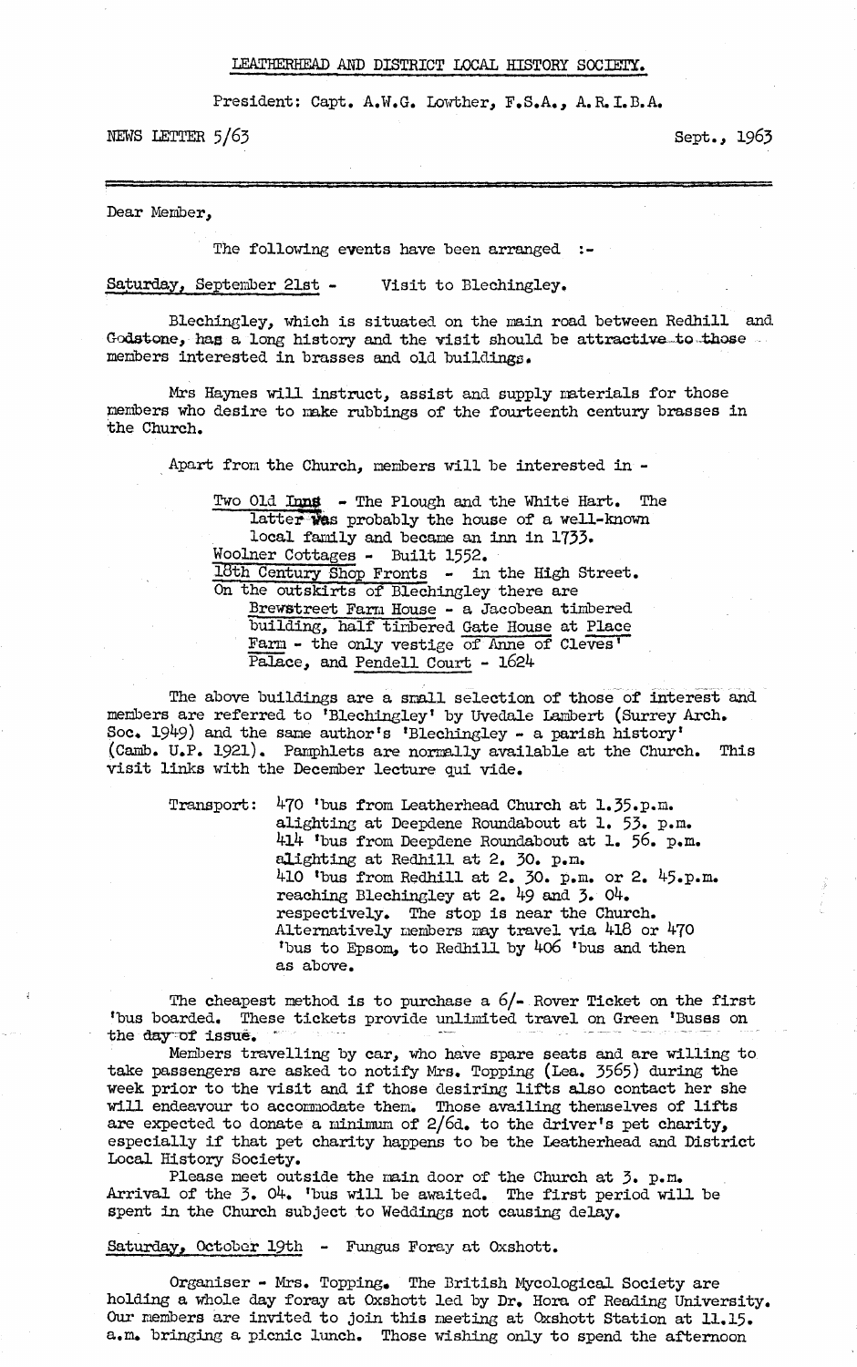# LEATHERHEAD AND DISTRICT LOCAL HISTORY SOCIETY.

President: Capt. A.W.G. Lowther, F.S.A., A.R.I.B.A.

NEWS LETTER 5/63 — Sept., 1963

---

Dear Member,

The following events have been arranged :-

<u>Saturday, September 21st</u> - Visit to Blechingley.

Blechingley, which is situated on the main road between Redhill and Godstone, has a long history and the visit should be attractive to those members interested in brasses and old buildings.

Mrs Haynes will instruct, assist and supply materials for those members who desire to make rubbings of the fourteenth century brasses in the Church.

Apart from the Church, members will be interested in -

> <u>Two Old Inns</u> - The Plough and the White Hart. The latter was probably the house of a well-known local family and became an inn in 1733.
> <u>Woolner Cottages</u> - Built 1552.
> <u>18th Century Shop Fronts</u> - in the High Street.
> <u>On the outskirts of Blechingley there are</u>
> <u>Brewstreet Farm House</u> - a Jacobean timbered building, half timbered <u>Gate House</u> at <u>Place Farm</u> - the only vestige <u>of Anne of Cleves' Palace</u>, and <u>Pendell Court</u> - 1624

The above buildings are a small selection of those of interest and members are referred to 'Blechingley' by Uvedale Lambert (Surrey Arch. Soc. 1949) and the same author's 'Blechingley - a parish history' (Camb. U.P. 1921). Pamphlets are normally available at the Church. This visit links with the December lecture qui vide.

Transport: 470 'bus from Leatherhead Church at 1.35.p.m. alighting at Deepdene Roundabout at 1. 53. p.m. 414 'bus from Deepdene Roundabout at 1. 56. p.m. alighting at Redhill at 2. 30. p.m. 410 'bus from Redhill at 2. 30. p.m. or 2. 45.p.m. reaching Blechingley at 2. 49 and 3. 04. respectively. The stop is near the Church. Alternatively members may travel via 418 or 470 'bus to Epsom, to Redhill by 406 'bus and then as above.

The cheapest method is to purchase a 6/- Rover Ticket on the first 'bus boarded. These tickets provide unlimited travel on Green 'Buses on the day of issue.

Members travelling by car, who have spare seats and are willing to take passengers are asked to notify Mrs. Topping (Lea. 3565) during the week prior to the visit and if those desiring lifts also contact her she will endeavour to accommodate them. Those availing themselves of lifts are expected to donate a minimum of 2/6d. to the driver's pet charity, especially if that pet charity happens to be the Leatherhead and District Local History Society.

Please meet outside the main door of the Church at 3. p.m. Arrival of the 3. 04. 'bus will be awaited. The first period will be spent in the Church subject to Weddings not causing delay.

<u>Saturday, October 19th</u> - Fungus Foray at Oxshott.

Organiser - Mrs. Topping. The British Mycological Society are holding a whole day foray at Oxshott led by Dr. Hora of Reading University. Our members are invited to join this meeting at Oxshott Station at 11.15. a.m. bringing a picnic lunch. Those wishing only to spend the afternoon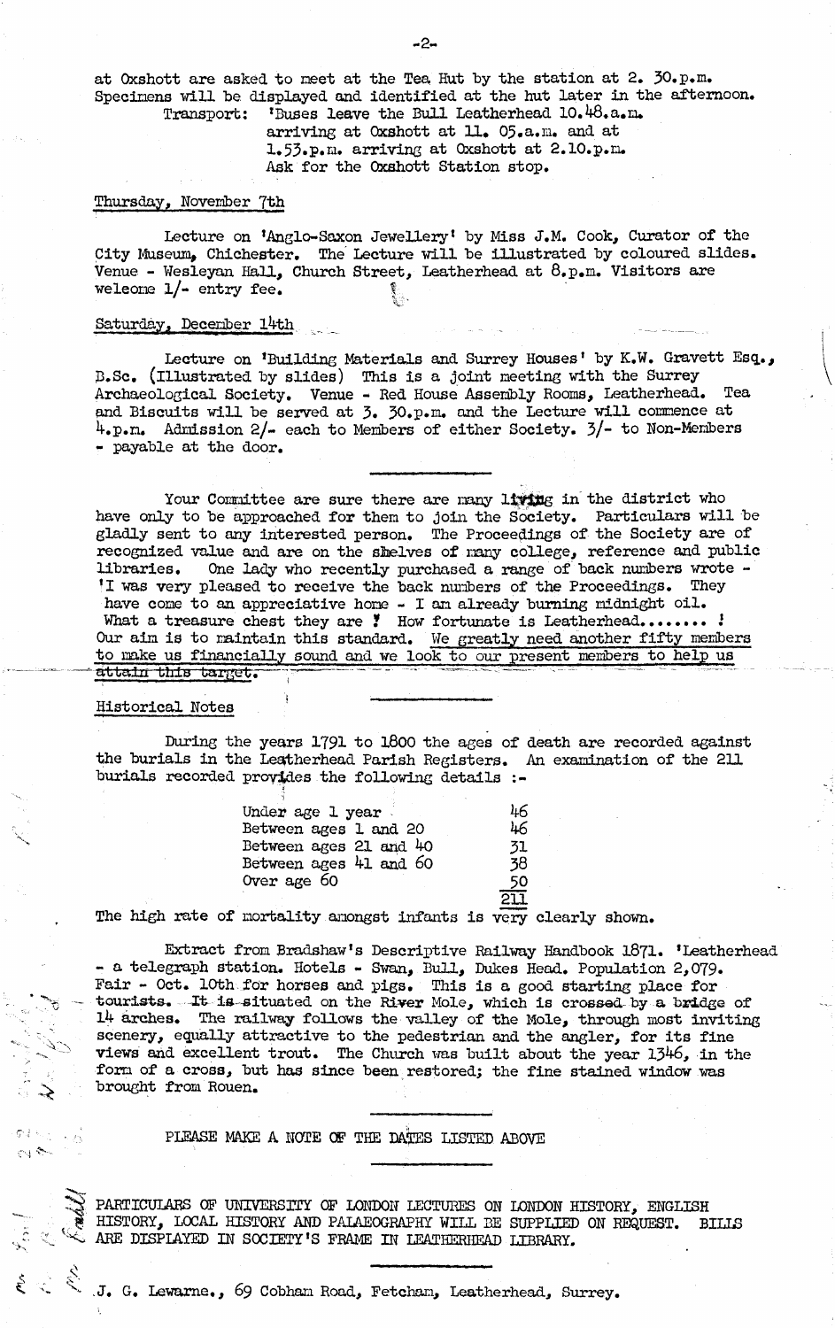at Oxshott are asked to meet at the Tea Hut by the station at 2. 30.p.m. Specimens will be displayed and identified at the hut later in the afternoon.

Transport: 'Buses leave the Bull Leatherhead 10.48.a.m. arriving at Oxshott at 11. 05.a.m. and at 1.53.p.m. arriving at Oxshott at 2.10.p.m. Ask for the Oxshott Station stop.

Thursday, November 7th

Lecture on 'Anglo-Saxon Jewellery' by Miss J.M. Cook, Curator of the City Museum, Chichester. The Lecture will be illustrated by coloured slides. Venue - Wesleyan Hall, Church Street, Leatherhead at 8.p.m. Visitors are welcome 1/- entry fee.

Saturday, December 14th

Lecture on 'Building Materials and Surrey Houses' by K.W. Gravett Esq., B.Sc. (Illustrated by slides) This is a joint meeting with the Surrey Archaeological Society. Venue - Red House Assembly Rooms, Leatherhead. Tea and Biscuits will be served at 3. 30.p.m. and the Lecture will commence at 4.p.m. Admission 2/- each to Members of either Society. 3/- to Non-Members - payable at the door.

---

Your Committee are sure there are many living in the district who have only to be approached for them to join the Society. Particulars will be gladly sent to any interested person. The Proceedings of the Society are of recognized value and are on the shelves of many college, reference and public libraries. One lady who recently purchased a range of back numbers wrote - 'I was very pleased to receive the back numbers of the Proceedings. They have come to an appreciative home - I am already burning midnight oil. What a treasure chest they are ! How fortunate is Leatherhead........ ! Our aim is to maintain this standard. We greatly need another fifty members to make us financially sound and we look to our present members to help us attain this target.

---

Historical Notes

During the years 1791 to 1800 the ages of death are recorded against the burials in the Leatherhead Parish Registers. An examination of the 211 burials recorded provides the following details :-

| | |
|---|---|
| Under age 1 year | 46 |
| Between ages 1 and 20 | 46 |
| Between ages 21 and 40 | 31 |
| Between ages 41 and 60 | 38 |
| Over age 60 | 50 |
| | 211 |

The high rate of mortality amongst infants is very clearly shown.

Extract from Bradshaw's Descriptive Railway Handbook 1871. 'Leatherhead - a telegraph station. Hotels - Swan, Bull, Dukes Head. Population 2,079. Fair - Oct. 10th for horses and pigs. This is a good starting place for tourists. It is situated on the River Mole, which is crossed by a bridge of 14 arches. The railway follows the valley of the Mole, through most inviting scenery, equally attractive to the pedestrian and the angler, for its fine views and excellent trout. The Church was built about the year 1346, in the form of a cross, but has since been restored; the fine stained window was brought from Rouen.

---

PLEASE MAKE A NOTE OF THE DATES LISTED ABOVE

PARTICULARS OF UNIVERSITY OF LONDON LECTURES ON LONDON HISTORY, ENGLISH HISTORY, LOCAL HISTORY AND PALAEOGRAPHY WILL BE SUPPLIED ON REQUEST. BILLS ARE DISPLAYED IN SOCIETY'S FRAME IN LEATHERHEAD LIBRARY.

J. G. Lewarne., 69 Cobham Road, Fetcham, Leatherhead, Surrey.